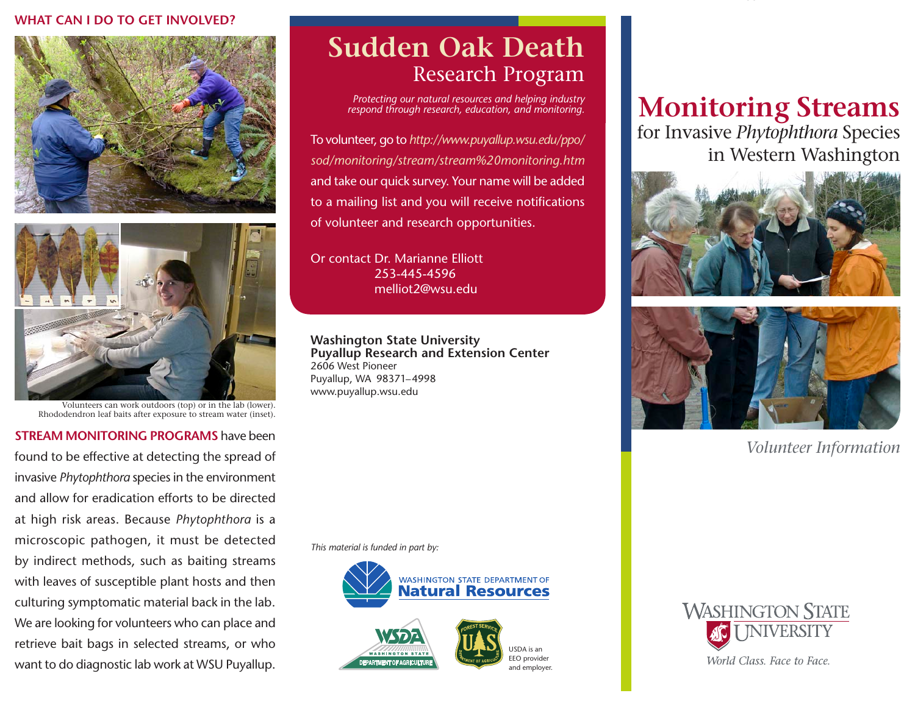## WHAT CAN I DO TO GET INVOLVED?

Volunteers can work outdoors (top) or in the lab (lower). Rhododendron leaf baits after exposure to stream water (inset).

**STREAM MONITORING PROGRAMS** have been found to be effective at detecting the spread of invasive *Phytophthora* species in the environment and allow for eradication efforts to be directed at high risk areas. Because *Phytophthora* is a microscopic pathogen, it must be detected by indirect methods, such as baiting streams with leaves of susceptible plant hosts and then culturing symptomatic material back in the lab. We are looking for volunteers who can place and retrieve bait bags in selected streams, or who want to do diagnostic lab work at WSU Puyallup.

# Sudden Oak Death
## Research Program

*Protecting our natural resources and helping industry respond through research, education, and monitoring.*

To volunteer, go to *http://www.puyallup.wsu.edu/ppo/sod/monitoring/stream/stream%20monitoring.htm* and take our quick survey. Your name will be added to a mailing list and you will receive notifications of volunteer and research opportunities.

Or contact Dr. Marianne Elliott
253-445-4596
melliot2@wsu.edu

**Washington State University**
**Puyallup Research and Extension Center**
2606 West Pioneer
Puyallup, WA 98371–4998
www.puyallup.wsu.edu

*This material is funded in part by:*

Washington State Department of Natural Resources

WSDA Washington State Department of Agriculture

USDA Forest Service

USDA is an EEO provider and employer.

# Monitoring Streams
## for Invasive *Phytophthora* Species in Western Washington

*Volunteer Information*

Washington State University

*World Class. Face to Face.*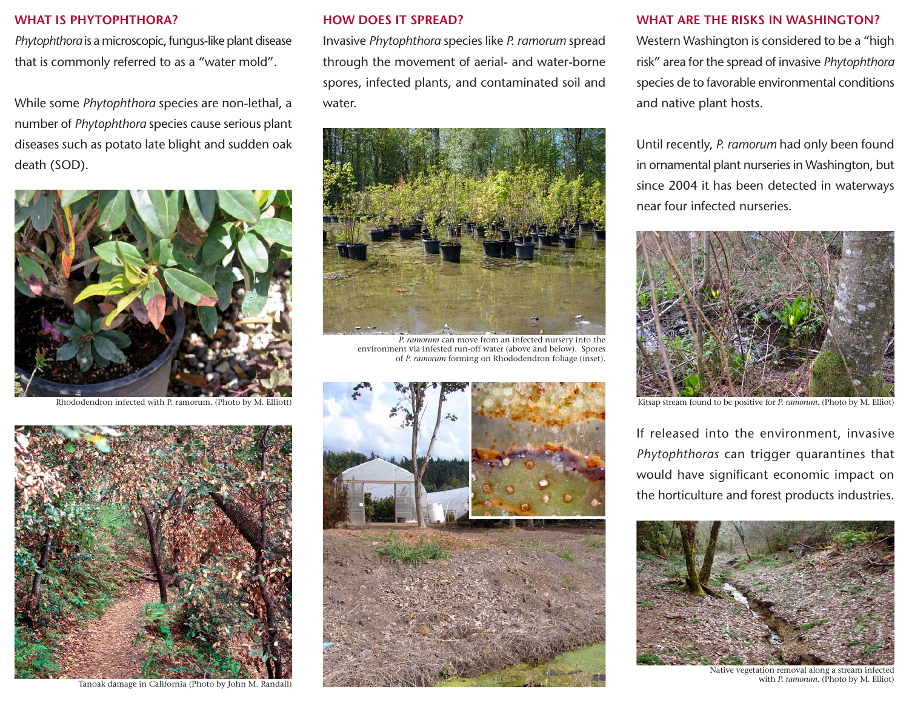## WHAT IS PHYTOPHTHORA?

*Phytophthora* is a microscopic, fungus-like plant disease that is commonly referred to as a "water mold".

While some *Phytophthora* species are non-lethal, a number of *Phytophthora* species cause serious plant diseases such as potato late blight and sudden oak death (SOD).

Rhododendron infected with P. ramorum. (Photo by M. Elliott)

Tanoak damage in California (Photo by John M. Randall)

## HOW DOES IT SPREAD?

Invasive *Phytophthora* species like *P. ramorum* spread through the movement of aerial- and water-borne spores, infected plants, and contaminated soil and water.

*P. ramorum* can move from an infected nursery into the environment via infested run-off water (above and below). Spores of *P. ramorum* forming on Rhododendron foliage (inset).

## WHAT ARE THE RISKS IN WASHINGTON?

Western Washington is considered to be a "high risk" area for the spread of invasive *Phytophthora* species de to favorable environmental conditions and native plant hosts.

Until recently, *P. ramorum* had only been found in ornamental plant nurseries in Washington, but since 2004 it has been detected in waterways near four infected nurseries.

Kitsap stream found to be positive for *P. ramorum*. (Photo by M. Elliot)

If released into the environment, invasive *Phytophthoras* can trigger quarantines that would have significant economic impact on the horticulture and forest products industries.

Native vegetation removal along a stream infected with *P. ramorum*. (Photo by M. Elliot)